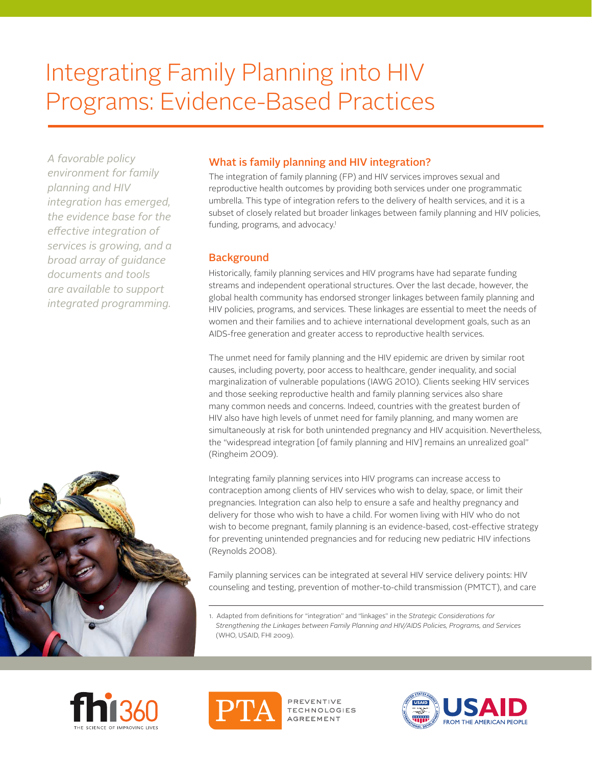# Integrating Family Planning into HIV Programs: Evidence-Based Practices

*A favorable policy environment for family planning and HIV integration has emerged, the evidence base for the effective integration of services is growing, and a broad array of guidance documents and tools are available to support integrated programming.*

## What is family planning and HIV integration?

The integration of family planning (FP) and HIV services improves sexual and reproductive health outcomes by providing both services under one programmatic umbrella. This type of integration refers to the delivery of health services, and it is a subset of closely related but broader linkages between family planning and HIV policies, funding, programs, and advocacy.[1]

## Background

Historically, family planning services and HIV programs have had separate funding streams and independent operational structures. Over the last decade, however, the global health community has endorsed stronger linkages between family planning and HIV policies, programs, and services. These linkages are essential to meet the needs of women and their families and to achieve international development goals, such as an AIDS-free generation and greater access to reproductive health services.

The unmet need for family planning and the HIV epidemic are driven by similar root causes, including poverty, poor access to healthcare, gender inequality, and social marginalization of vulnerable populations (IAWG 2010). Clients seeking HIV services and those seeking reproductive health and family planning services also share many common needs and concerns. Indeed, countries with the greatest burden of HIV also have high levels of unmet need for family planning, and many women are simultaneously at risk for both unintended pregnancy and HIV acquisition. Nevertheless, the "widespread integration [of family planning and HIV] remains an unrealized goal" (Ringheim 2009).

Integrating family planning services into HIV programs can increase access to contraception among clients of HIV services who wish to delay, space, or limit their pregnancies. Integration can also help to ensure a safe and healthy pregnancy and delivery for those who wish to have a child. For women living with HIV who do not wish to become pregnant, family planning is an evidence-based, cost-effective strategy for preventing unintended pregnancies and for reducing new pediatric HIV infections (Reynolds 2008).

Family planning services can be integrated at several HIV service delivery points: HIV counseling and testing, prevention of mother-to-child transmission (PMTCT), and care

1. Adapted from definitions for "integration" and "linkages" in the *Strategic Considerations for Strengthening the Linkages between Family Planning and HIV/AIDS Policies, Programs, and Services* (WHO, USAID, FHI 2009).

fhi360 THE SCIENCE OF IMPROVING LIVES

PTA PREVENTIVE TECHNOLOGIES AGREEMENT

USAID FROM THE AMERICAN PEOPLE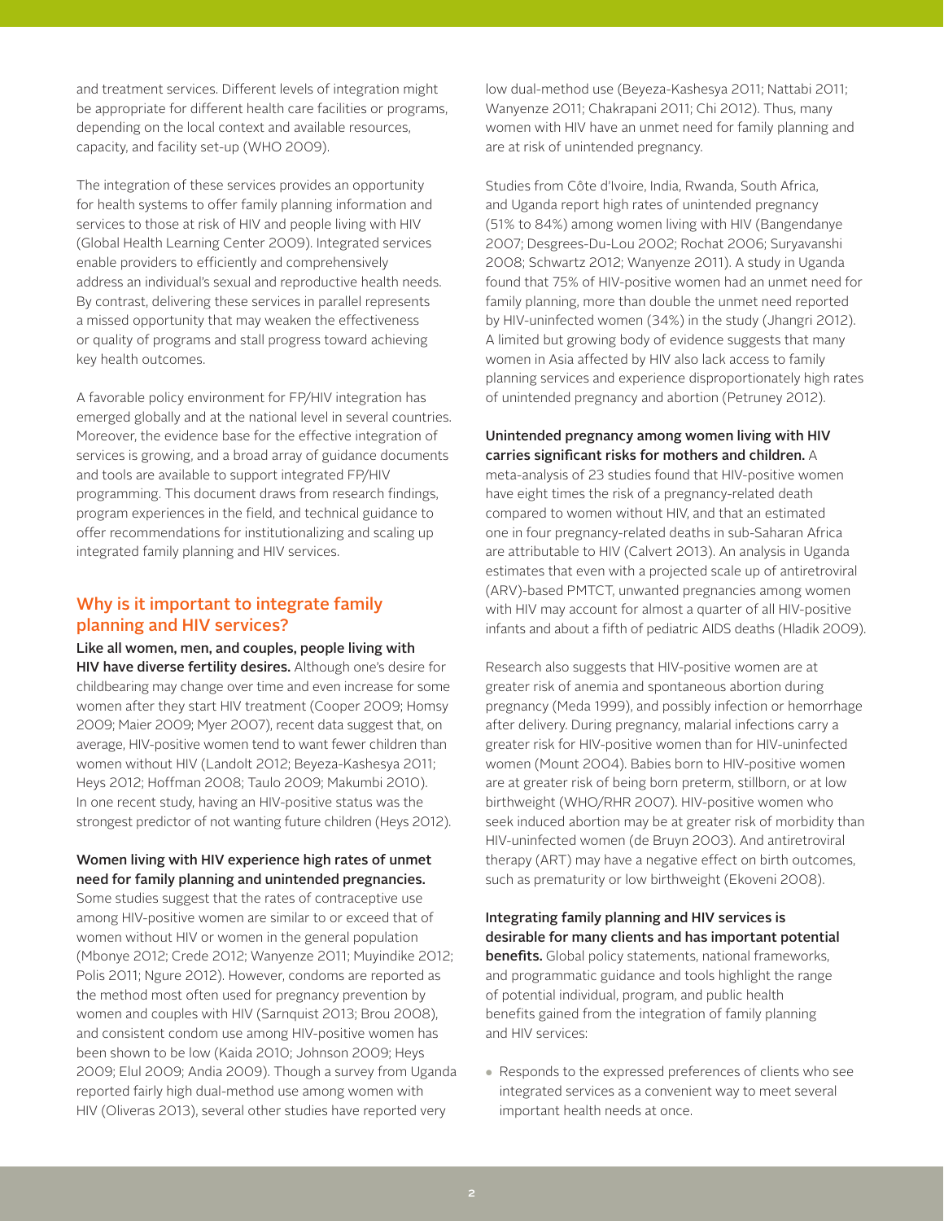and treatment services. Different levels of integration might be appropriate for different health care facilities or programs, depending on the local context and available resources, capacity, and facility set-up (WHO 2009).

The integration of these services provides an opportunity for health systems to offer family planning information and services to those at risk of HIV and people living with HIV (Global Health Learning Center 2009). Integrated services enable providers to efficiently and comprehensively address an individual's sexual and reproductive health needs. By contrast, delivering these services in parallel represents a missed opportunity that may weaken the effectiveness or quality of programs and stall progress toward achieving key health outcomes.

A favorable policy environment for FP/HIV integration has emerged globally and at the national level in several countries. Moreover, the evidence base for the effective integration of services is growing, and a broad array of guidance documents and tools are available to support integrated FP/HIV programming. This document draws from research findings, program experiences in the field, and technical guidance to offer recommendations for institutionalizing and scaling up integrated family planning and HIV services.

## Why is it important to integrate family planning and HIV services?

**Like all women, men, and couples, people living with HIV have diverse fertility desires.** Although one's desire for childbearing may change over time and even increase for some women after they start HIV treatment (Cooper 2009; Homsy 2009; Maier 2009; Myer 2007), recent data suggest that, on average, HIV-positive women tend to want fewer children than women without HIV (Landolt 2012; Beyeza-Kashesya 2011; Heys 2012; Hoffman 2008; Taulo 2009; Makumbi 2010). In one recent study, having an HIV-positive status was the strongest predictor of not wanting future children (Heys 2012).

**Women living with HIV experience high rates of unmet need for family planning and unintended pregnancies.** Some studies suggest that the rates of contraceptive use among HIV-positive women are similar to or exceed that of women without HIV or women in the general population (Mbonye 2012; Crede 2012; Wanyenze 2011; Muyindike 2012; Polis 2011; Ngure 2012). However, condoms are reported as the method most often used for pregnancy prevention by women and couples with HIV (Sarnquist 2013; Brou 2008), and consistent condom use among HIV-positive women has been shown to be low (Kaida 2010; Johnson 2009; Heys 2009; Elul 2009; Andia 2009). Though a survey from Uganda reported fairly high dual-method use among women with HIV (Oliveras 2013), several other studies have reported very low dual-method use (Beyeza-Kashesya 2011; Nattabi 2011; Wanyenze 2011; Chakrapani 2011; Chi 2012). Thus, many women with HIV have an unmet need for family planning and are at risk of unintended pregnancy.

Studies from Côte d'Ivoire, India, Rwanda, South Africa, and Uganda report high rates of unintended pregnancy (51% to 84%) among women living with HIV (Bangendanye 2007; Desgrees-Du-Lou 2002; Rochat 2006; Suryavanshi 2008; Schwartz 2012; Wanyenze 2011). A study in Uganda found that 75% of HIV-positive women had an unmet need for family planning, more than double the unmet need reported by HIV-uninfected women (34%) in the study (Jhangri 2012). A limited but growing body of evidence suggests that many women in Asia affected by HIV also lack access to family planning services and experience disproportionately high rates of unintended pregnancy and abortion (Petruney 2012).

**Unintended pregnancy among women living with HIV carries significant risks for mothers and children.** A meta-analysis of 23 studies found that HIV-positive women have eight times the risk of a pregnancy-related death compared to women without HIV, and that an estimated one in four pregnancy-related deaths in sub-Saharan Africa are attributable to HIV (Calvert 2013). An analysis in Uganda estimates that even with a projected scale up of antiretroviral (ARV)-based PMTCT, unwanted pregnancies among women with HIV may account for almost a quarter of all HIV-positive infants and about a fifth of pediatric AIDS deaths (Hladik 2009).

Research also suggests that HIV-positive women are at greater risk of anemia and spontaneous abortion during pregnancy (Meda 1999), and possibly infection or hemorrhage after delivery. During pregnancy, malarial infections carry a greater risk for HIV-positive women than for HIV-uninfected women (Mount 2004). Babies born to HIV-positive women are at greater risk of being born preterm, stillborn, or at low birthweight (WHO/RHR 2007). HIV-positive women who seek induced abortion may be at greater risk of morbidity than HIV-uninfected women (de Bruyn 2003). And antiretroviral therapy (ART) may have a negative effect on birth outcomes, such as prematurity or low birthweight (Ekoveni 2008).

**Integrating family planning and HIV services is desirable for many clients and has important potential benefits.** Global policy statements, national frameworks, and programmatic guidance and tools highlight the range of potential individual, program, and public health benefits gained from the integration of family planning and HIV services:

- Responds to the expressed preferences of clients who see integrated services as a convenient way to meet several important health needs at once.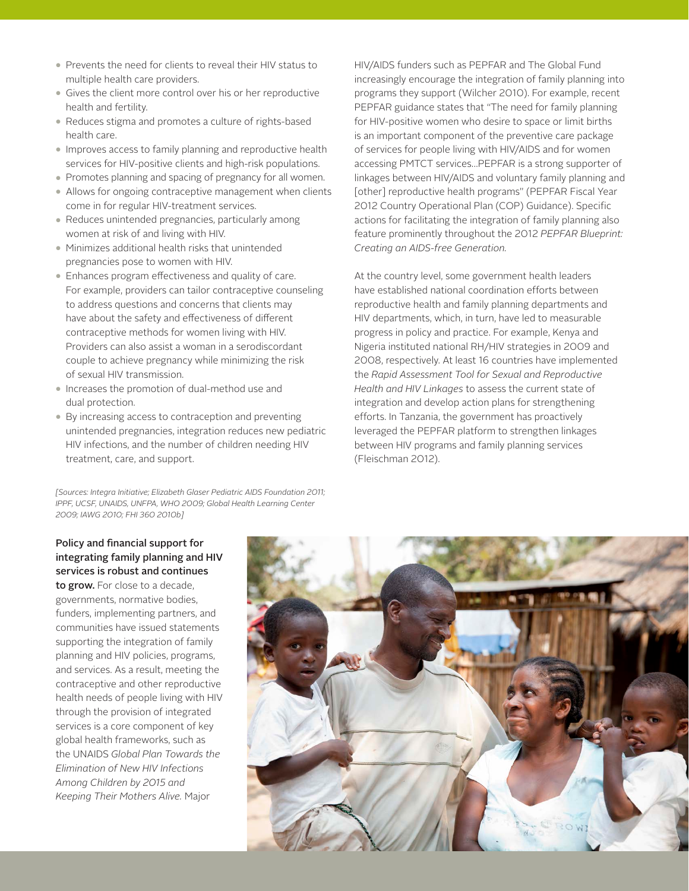- Prevents the need for clients to reveal their HIV status to multiple health care providers.
- Gives the client more control over his or her reproductive health and fertility.
- Reduces stigma and promotes a culture of rights-based health care.
- Improves access to family planning and reproductive health services for HIV-positive clients and high-risk populations.
- Promotes planning and spacing of pregnancy for all women.
- Allows for ongoing contraceptive management when clients come in for regular HIV-treatment services.
- Reduces unintended pregnancies, particularly among women at risk of and living with HIV.
- Minimizes additional health risks that unintended pregnancies pose to women with HIV.
- Enhances program effectiveness and quality of care. For example, providers can tailor contraceptive counseling to address questions and concerns that clients may have about the safety and effectiveness of different contraceptive methods for women living with HIV. Providers can also assist a woman in a serodiscordant couple to achieve pregnancy while minimizing the risk of sexual HIV transmission.
- Increases the promotion of dual-method use and dual protection.
- By increasing access to contraception and preventing unintended pregnancies, integration reduces new pediatric HIV infections, and the number of children needing HIV treatment, care, and support.

*[Sources: Integra Initiative; Elizabeth Glaser Pediatric AIDS Foundation 2011; IPPF, UCSF, UNAIDS, UNFPA, WHO 2009; Global Health Learning Center 2009; IAWG 2010; FHI 360 2010b]*

**Policy and financial support for integrating family planning and HIV services is robust and continues to grow.** For close to a decade, governments, normative bodies, funders, implementing partners, and communities have issued statements supporting the integration of family planning and HIV policies, programs, and services. As a result, meeting the contraceptive and other reproductive health needs of people living with HIV through the provision of integrated services is a core component of key global health frameworks, such as the UNAIDS *Global Plan Towards the Elimination of New HIV Infections Among Children by 2015 and Keeping Their Mothers Alive.* Major HIV/AIDS funders such as PEPFAR and The Global Fund increasingly encourage the integration of family planning into programs they support (Wilcher 2010). For example, recent PEPFAR guidance states that "The need for family planning for HIV-positive women who desire to space or limit births is an important component of the preventive care package of services for people living with HIV/AIDS and for women accessing PMTCT services...PEPFAR is a strong supporter of linkages between HIV/AIDS and voluntary family planning and [other] reproductive health programs" (PEPFAR Fiscal Year 2012 Country Operational Plan (COP) Guidance). Specific actions for facilitating the integration of family planning also feature prominently throughout the 2012 *PEPFAR Blueprint: Creating an AIDS-free Generation.*

At the country level, some government health leaders have established national coordination efforts between reproductive health and family planning departments and HIV departments, which, in turn, have led to measurable progress in policy and practice. For example, Kenya and Nigeria instituted national RH/HIV strategies in 2009 and 2008, respectively. At least 16 countries have implemented the *Rapid Assessment Tool for Sexual and Reproductive Health and HIV Linkages* to assess the current state of integration and develop action plans for strengthening efforts. In Tanzania, the government has proactively leveraged the PEPFAR platform to strengthen linkages between HIV programs and family planning services (Fleischman 2012).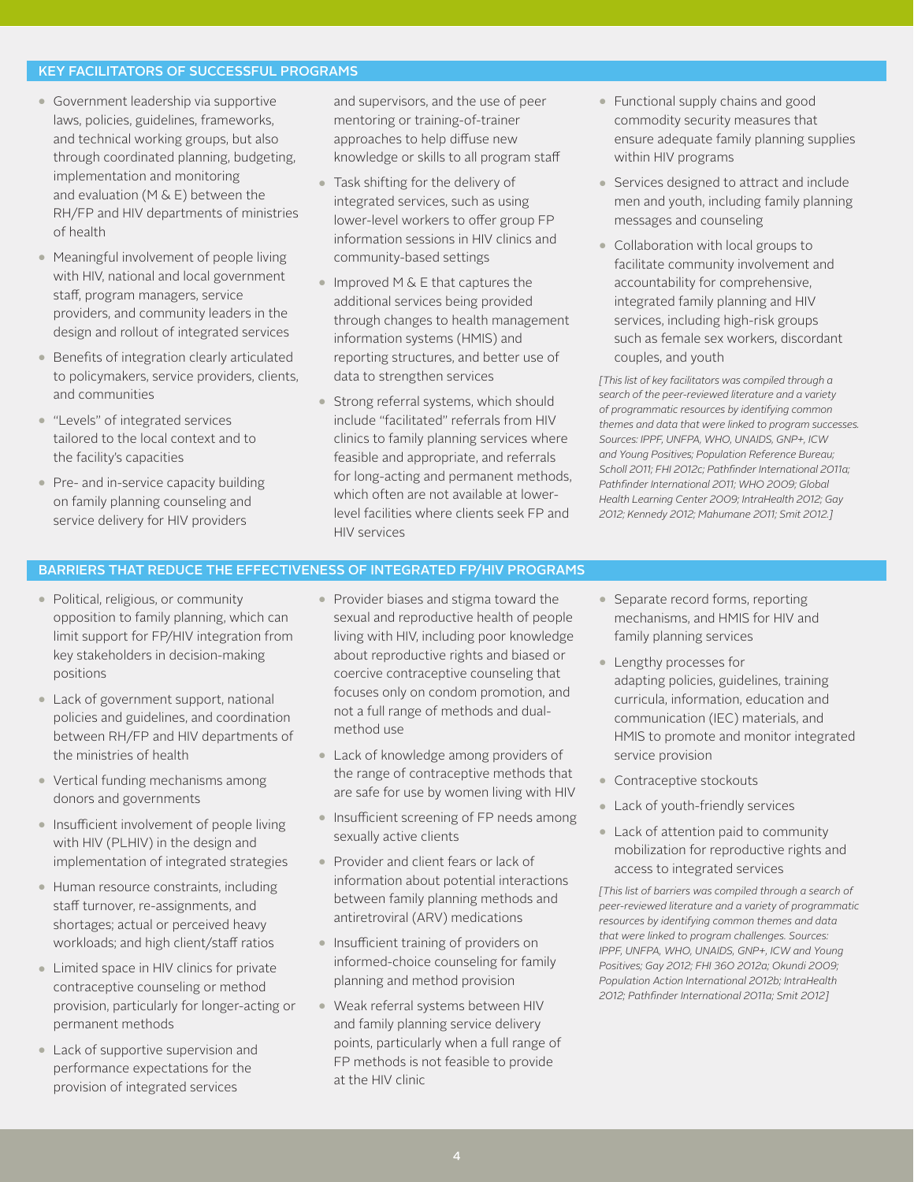## KEY FACILITATORS OF SUCCESSFUL PROGRAMS

- Government leadership via supportive laws, policies, guidelines, frameworks, and technical working groups, but also through coordinated planning, budgeting, implementation and monitoring and evaluation (M & E) between the RH/FP and HIV departments of ministries of health
- Meaningful involvement of people living with HIV, national and local government staff, program managers, service providers, and community leaders in the design and rollout of integrated services
- Benefits of integration clearly articulated to policymakers, service providers, clients, and communities
- "Levels" of integrated services tailored to the local context and to the facility's capacities
- Pre- and in-service capacity building on family planning counseling and service delivery for HIV providers and supervisors, and the use of peer mentoring or training-of-trainer approaches to help diffuse new knowledge or skills to all program staff
- Task shifting for the delivery of integrated services, such as using lower-level workers to offer group FP information sessions in HIV clinics and community-based settings
- Improved M & E that captures the additional services being provided through changes to health management information systems (HMIS) and reporting structures, and better use of data to strengthen services
- Strong referral systems, which should include "facilitated" referrals from HIV clinics to family planning services where feasible and appropriate, and referrals for long-acting and permanent methods, which often are not available at lower-level facilities where clients seek FP and HIV services
- Functional supply chains and good commodity security measures that ensure adequate family planning supplies within HIV programs
- Services designed to attract and include men and youth, including family planning messages and counseling
- Collaboration with local groups to facilitate community involvement and accountability for comprehensive, integrated family planning and HIV services, including high-risk groups such as female sex workers, discordant couples, and youth

*[This list of key facilitators was compiled through a search of the peer-reviewed literature and a variety of programmatic resources by identifying common themes and data that were linked to program successes. Sources: IPPF, UNFPA, WHO, UNAIDS, GNP+, ICW and Young Positives; Population Reference Bureau; Scholl 2011; FHI 2012c; Pathfinder International 2011a; Pathfinder International 2011; WHO 2009; Global Health Learning Center 2009; IntraHealth 2012; Gay 2012; Kennedy 2012; Mahumane 2011; Smit 2012.]*

## BARRIERS THAT REDUCE THE EFFECTIVENESS OF INTEGRATED FP/HIV PROGRAMS

- Political, religious, or community opposition to family planning, which can limit support for FP/HIV integration from key stakeholders in decision-making positions
- Lack of government support, national policies and guidelines, and coordination between RH/FP and HIV departments of the ministries of health
- Vertical funding mechanisms among donors and governments
- Insufficient involvement of people living with HIV (PLHIV) in the design and implementation of integrated strategies
- Human resource constraints, including staff turnover, re-assignments, and shortages; actual or perceived heavy workloads; and high client/staff ratios
- Limited space in HIV clinics for private contraceptive counseling or method provision, particularly for longer-acting or permanent methods
- Lack of supportive supervision and performance expectations for the provision of integrated services
- Provider biases and stigma toward the sexual and reproductive health of people living with HIV, including poor knowledge about reproductive rights and biased or coercive contraceptive counseling that focuses only on condom promotion, and not a full range of methods and dual-method use
- Lack of knowledge among providers of the range of contraceptive methods that are safe for use by women living with HIV
- Insufficient screening of FP needs among sexually active clients
- Provider and client fears or lack of information about potential interactions between family planning methods and antiretroviral (ARV) medications
- Insufficient training of providers on informed-choice counseling for family planning and method provision
- Weak referral systems between HIV and family planning service delivery points, particularly when a full range of FP methods is not feasible to provide at the HIV clinic
- Separate record forms, reporting mechanisms, and HMIS for HIV and family planning services
- Lengthy processes for adapting policies, guidelines, training curricula, information, education and communication (IEC) materials, and HMIS to promote and monitor integrated service provision
- Contraceptive stockouts
- Lack of youth-friendly services
- Lack of attention paid to community mobilization for reproductive rights and access to integrated services

*[This list of barriers was compiled through a search of peer-reviewed literature and a variety of programmatic resources by identifying common themes and data that were linked to program challenges. Sources: IPPF, UNFPA, WHO, UNAIDS, GNP+, ICW and Young Positives; Gay 2012; FHI 360 2012a; Okundi 2009; Population Action International 2012b; IntraHealth 2012; Pathfinder International 2011a; Smit 2012]*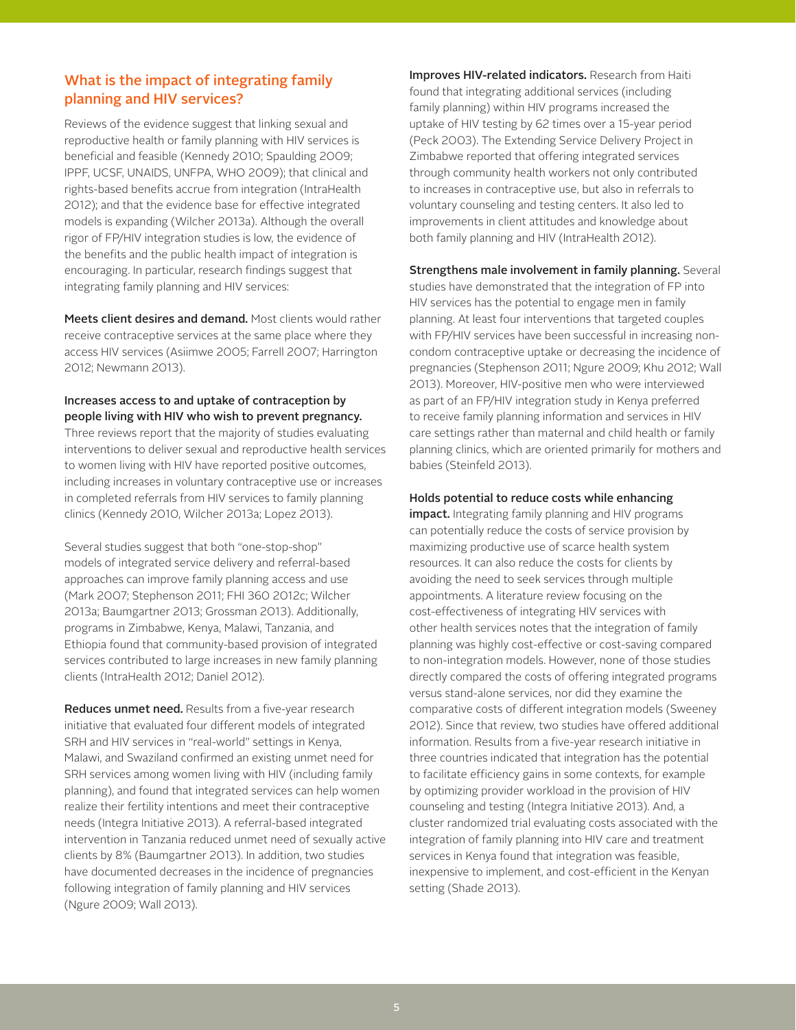## What is the impact of integrating family planning and HIV services?

Reviews of the evidence suggest that linking sexual and reproductive health or family planning with HIV services is beneficial and feasible (Kennedy 2010; Spaulding 2009; IPPF, UCSF, UNAIDS, UNFPA, WHO 2009); that clinical and rights-based benefits accrue from integration (IntraHealth 2012); and that the evidence base for effective integrated models is expanding (Wilcher 2013a). Although the overall rigor of FP/HIV integration studies is low, the evidence of the benefits and the public health impact of integration is encouraging. In particular, research findings suggest that integrating family planning and HIV services:

**Meets client desires and demand.** Most clients would rather receive contraceptive services at the same place where they access HIV services (Asiimwe 2005; Farrell 2007; Harrington 2012; Newmann 2013).

**Increases access to and uptake of contraception by people living with HIV who wish to prevent pregnancy.** Three reviews report that the majority of studies evaluating interventions to deliver sexual and reproductive health services to women living with HIV have reported positive outcomes, including increases in voluntary contraceptive use or increases in completed referrals from HIV services to family planning clinics (Kennedy 2010, Wilcher 2013a; Lopez 2013).

Several studies suggest that both "one-stop-shop" models of integrated service delivery and referral-based approaches can improve family planning access and use (Mark 2007; Stephenson 2011; FHI 360 2012c; Wilcher 2013a; Baumgartner 2013; Grossman 2013). Additionally, programs in Zimbabwe, Kenya, Malawi, Tanzania, and Ethiopia found that community-based provision of integrated services contributed to large increases in new family planning clients (IntraHealth 2012; Daniel 2012).

**Reduces unmet need.** Results from a five-year research initiative that evaluated four different models of integrated SRH and HIV services in "real-world" settings in Kenya, Malawi, and Swaziland confirmed an existing unmet need for SRH services among women living with HIV (including family planning), and found that integrated services can help women realize their fertility intentions and meet their contraceptive needs (Integra Initiative 2013). A referral-based integrated intervention in Tanzania reduced unmet need of sexually active clients by 8% (Baumgartner 2013). In addition, two studies have documented decreases in the incidence of pregnancies following integration of family planning and HIV services (Ngure 2009; Wall 2013).

**Improves HIV-related indicators.** Research from Haiti found that integrating additional services (including family planning) within HIV programs increased the uptake of HIV testing by 62 times over a 15-year period (Peck 2003). The Extending Service Delivery Project in Zimbabwe reported that offering integrated services through community health workers not only contributed to increases in contraceptive use, but also in referrals to voluntary counseling and testing centers. It also led to improvements in client attitudes and knowledge about both family planning and HIV (IntraHealth 2012).

**Strengthens male involvement in family planning.** Several studies have demonstrated that the integration of FP into HIV services has the potential to engage men in family planning. At least four interventions that targeted couples with FP/HIV services have been successful in increasing non-condom contraceptive uptake or decreasing the incidence of pregnancies (Stephenson 2011; Ngure 2009; Khu 2012; Wall 2013). Moreover, HIV-positive men who were interviewed as part of an FP/HIV integration study in Kenya preferred to receive family planning information and services in HIV care settings rather than maternal and child health or family planning clinics, which are oriented primarily for mothers and babies (Steinfeld 2013).

**Holds potential to reduce costs while enhancing impact.** Integrating family planning and HIV programs can potentially reduce the costs of service provision by maximizing productive use of scarce health system resources. It can also reduce the costs for clients by avoiding the need to seek services through multiple appointments. A literature review focusing on the cost-effectiveness of integrating HIV services with other health services notes that the integration of family planning was highly cost-effective or cost-saving compared to non-integration models. However, none of those studies directly compared the costs of offering integrated programs versus stand-alone services, nor did they examine the comparative costs of different integration models (Sweeney 2012). Since that review, two studies have offered additional information. Results from a five-year research initiative in three countries indicated that integration has the potential to facilitate efficiency gains in some contexts, for example by optimizing provider workload in the provision of HIV counseling and testing (Integra Initiative 2013). And, a cluster randomized trial evaluating costs associated with the integration of family planning into HIV care and treatment services in Kenya found that integration was feasible, inexpensive to implement, and cost-efficient in the Kenyan setting (Shade 2013).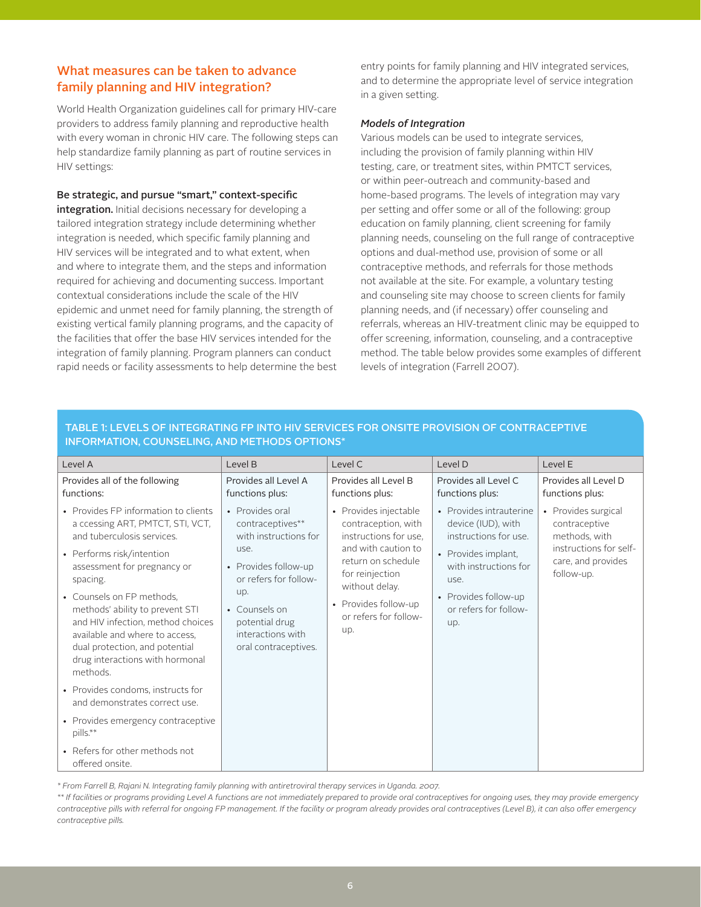## What measures can be taken to advance family planning and HIV integration?

World Health Organization guidelines call for primary HIV-care providers to address family planning and reproductive health with every woman in chronic HIV care. The following steps can help standardize family planning as part of routine services in HIV settings:

**Be strategic, and pursue "smart," context-specific integration.** Initial decisions necessary for developing a tailored integration strategy include determining whether integration is needed, which specific family planning and HIV services will be integrated and to what extent, when and where to integrate them, and the steps and information required for achieving and documenting success. Important contextual considerations include the scale of the HIV epidemic and unmet need for family planning, the strength of existing vertical family planning programs, and the capacity of the facilities that offer the base HIV services intended for the integration of family planning. Program planners can conduct rapid needs or facility assessments to help determine the best entry points for family planning and HIV integrated services, and to determine the appropriate level of service integration in a given setting.

***Models of Integration***

Various models can be used to integrate services, including the provision of family planning within HIV testing, care, or treatment sites, within PMTCT services, or within peer-outreach and community-based and home-based programs. The levels of integration may vary per setting and offer some or all of the following: group education on family planning, client screening for family planning needs, counseling on the full range of contraceptive options and dual-method use, provision of some or all contraceptive methods, and referrals for those methods not available at the site. For example, a voluntary testing and counseling site may choose to screen clients for family planning needs, and (if necessary) offer counseling and referrals, whereas an HIV-treatment clinic may be equipped to offer screening, information, counseling, and a contraceptive method. The table below provides some examples of different levels of integration (Farrell 2007).

**TABLE 1: LEVELS OF INTEGRATING FP INTO HIV SERVICES FOR ONSITE PROVISION OF CONTRACEPTIVE INFORMATION, COUNSELING, AND METHODS OPTIONS***

| Level A | Level B | Level C | Level D | Level E |
|---|---|---|---|---|
| Provides all of the following functions:<br>• Provides FP information to clients a ccessing ART, PMTCT, STI, VCT, and tuberculosis services.<br>• Performs risk/intention assessment for pregnancy or spacing.<br>• Counsels on FP methods, methods' ability to prevent STI and HIV infection, method choices available and where to access, dual protection, and potential drug interactions with hormonal methods.<br>• Provides condoms, instructs for and demonstrates correct use.<br>• Provides emergency contraceptive pills.**<br>• Refers for other methods not offered onsite. | Provides all Level A functions plus:<br>• Provides oral contraceptives** with instructions for use.<br>• Provides follow-up or refers for follow-up.<br>• Counsels on potential drug interactions with oral contraceptives. | Provides all Level B functions plus:<br>• Provides injectable contraception, with instructions for use, and with caution to return on schedule for reinjection without delay.<br>• Provides follow-up or refers for follow-up. | Provides all Level C functions plus:<br>• Provides intrauterine device (IUD), with instructions for use.<br>• Provides implant, with instructions for use.<br>• Provides follow-up or refers for follow-up. | Provides all Level D functions plus:<br>• Provides surgical contraceptive methods, with instructions for self-care, and provides follow-up. |

*\* From Farrell B, Rajani N. Integrating family planning with antiretroviral therapy services in Uganda. 2007.*

*\*\* If facilities or programs providing Level A functions are not immediately prepared to provide oral contraceptives for ongoing uses, they may provide emergency contraceptive pills with referral for ongoing FP management. If the facility or program already provides oral contraceptives (Level B), it can also offer emergency contraceptive pills.*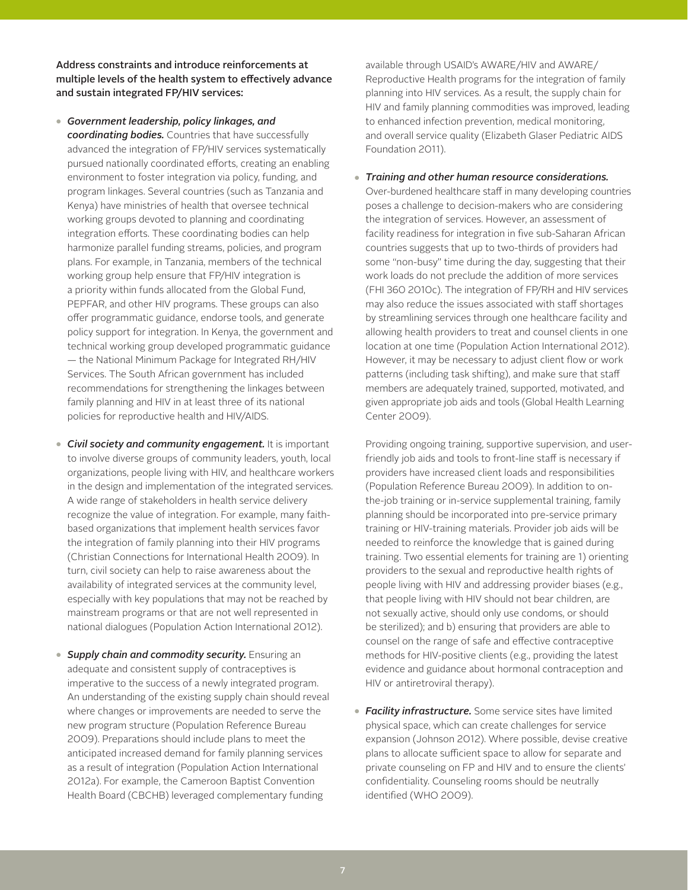**Address constraints and introduce reinforcements at multiple levels of the health system to effectively advance and sustain integrated FP/HIV services:**

- ***Government leadership, policy linkages, and coordinating bodies.*** Countries that have successfully advanced the integration of FP/HIV services systematically pursued nationally coordinated efforts, creating an enabling environment to foster integration via policy, funding, and program linkages. Several countries (such as Tanzania and Kenya) have ministries of health that oversee technical working groups devoted to planning and coordinating integration efforts. These coordinating bodies can help harmonize parallel funding streams, policies, and program plans. For example, in Tanzania, members of the technical working group help ensure that FP/HIV integration is a priority within funds allocated from the Global Fund, PEPFAR, and other HIV programs. These groups can also offer programmatic guidance, endorse tools, and generate policy support for integration. In Kenya, the government and technical working group developed programmatic guidance — the National Minimum Package for Integrated RH/HIV Services. The South African government has included recommendations for strengthening the linkages between family planning and HIV in at least three of its national policies for reproductive health and HIV/AIDS.

- ***Civil society and community engagement.*** It is important to involve diverse groups of community leaders, youth, local organizations, people living with HIV, and healthcare workers in the design and implementation of the integrated services. A wide range of stakeholders in health service delivery recognize the value of integration. For example, many faith-based organizations that implement health services favor the integration of family planning into their HIV programs (Christian Connections for International Health 2009). In turn, civil society can help to raise awareness about the availability of integrated services at the community level, especially with key populations that may not be reached by mainstream programs or that are not well represented in national dialogues (Population Action International 2012).

- ***Supply chain and commodity security.*** Ensuring an adequate and consistent supply of contraceptives is imperative to the success of a newly integrated program. An understanding of the existing supply chain should reveal where changes or improvements are needed to serve the new program structure (Population Reference Bureau 2009). Preparations should include plans to meet the anticipated increased demand for family planning services as a result of integration (Population Action International 2012a). For example, the Cameroon Baptist Convention Health Board (CBCHB) leveraged complementary funding available through USAID's AWARE/HIV and AWARE/Reproductive Health programs for the integration of family planning into HIV services. As a result, the supply chain for HIV and family planning commodities was improved, leading to enhanced infection prevention, medical monitoring, and overall service quality (Elizabeth Glaser Pediatric AIDS Foundation 2011).

- ***Training and other human resource considerations.*** Over-burdened healthcare staff in many developing countries poses a challenge to decision-makers who are considering the integration of services. However, an assessment of facility readiness for integration in five sub-Saharan African countries suggests that up to two-thirds of providers had some "non-busy" time during the day, suggesting that their work loads do not preclude the addition of more services (FHI 360 2010c). The integration of FP/RH and HIV services may also reduce the issues associated with staff shortages by streamlining services through one healthcare facility and allowing health providers to treat and counsel clients in one location at one time (Population Action International 2012). However, it may be necessary to adjust client flow or work patterns (including task shifting), and make sure that staff members are adequately trained, supported, motivated, and given appropriate job aids and tools (Global Health Learning Center 2009).

  Providing ongoing training, supportive supervision, and user-friendly job aids and tools to front-line staff is necessary if providers have increased client loads and responsibilities (Population Reference Bureau 2009). In addition to on-the-job training or in-service supplemental training, family planning should be incorporated into pre-service primary training or HIV-training materials. Provider job aids will be needed to reinforce the knowledge that is gained during training. Two essential elements for training are 1) orienting providers to the sexual and reproductive health rights of people living with HIV and addressing provider biases (e.g., that people living with HIV should not bear children, are not sexually active, should only use condoms, or should be sterilized); and b) ensuring that providers are able to counsel on the range of safe and effective contraceptive methods for HIV-positive clients (e.g., providing the latest evidence and guidance about hormonal contraception and HIV or antiretroviral therapy).

- ***Facility infrastructure.*** Some service sites have limited physical space, which can create challenges for service expansion (Johnson 2012). Where possible, devise creative plans to allocate sufficient space to allow for separate and private counseling on FP and HIV and to ensure the clients' confidentiality. Counseling rooms should be neutrally identified (WHO 2009).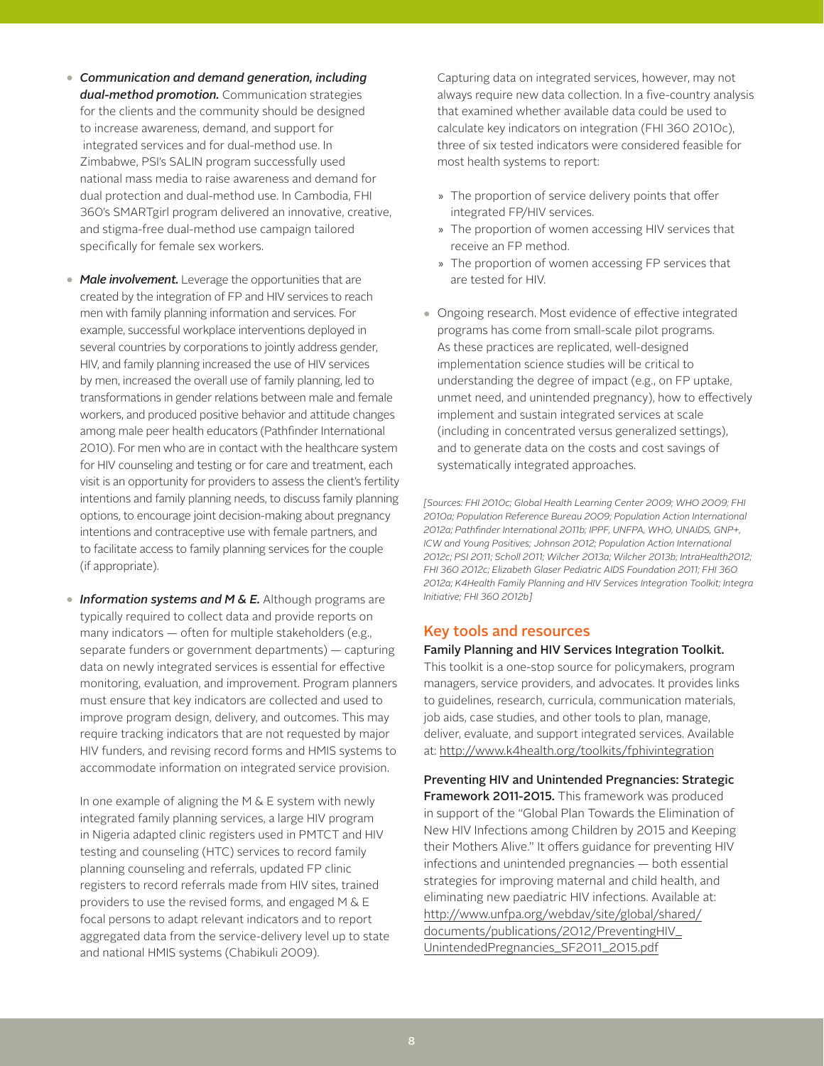- ***Communication and demand generation, including dual-method promotion.*** Communication strategies for the clients and the community should be designed to increase awareness, demand, and support for integrated services and for dual-method use. In Zimbabwe, PSI's SALIN program successfully used national mass media to raise awareness and demand for dual protection and dual-method use. In Cambodia, FHI 360's SMARTgirl program delivered an innovative, creative, and stigma-free dual-method use campaign tailored specifically for female sex workers.

- ***Male involvement.*** Leverage the opportunities that are created by the integration of FP and HIV services to reach men with family planning information and services. For example, successful workplace interventions deployed in several countries by corporations to jointly address gender, HIV, and family planning increased the use of HIV services by men, increased the overall use of family planning, led to transformations in gender relations between male and female workers, and produced positive behavior and attitude changes among male peer health educators (Pathfinder International 2010). For men who are in contact with the healthcare system for HIV counseling and testing or for care and treatment, each visit is an opportunity for providers to assess the client's fertility intentions and family planning needs, to discuss family planning options, to encourage joint decision-making about pregnancy intentions and contraceptive use with female partners, and to facilitate access to family planning services for the couple (if appropriate).

- ***Information systems and M & E.*** Although programs are typically required to collect data and provide reports on many indicators — often for multiple stakeholders (e.g., separate funders or government departments) — capturing data on newly integrated services is essential for effective monitoring, evaluation, and improvement. Program planners must ensure that key indicators are collected and used to improve program design, delivery, and outcomes. This may require tracking indicators that are not requested by major HIV funders, and revising record forms and HMIS systems to accommodate information on integrated service provision.

  In one example of aligning the M & E system with newly integrated family planning services, a large HIV program in Nigeria adapted clinic registers used in PMTCT and HIV testing and counseling (HTC) services to record family planning counseling and referrals, updated FP clinic registers to record referrals made from HIV sites, trained providers to use the revised forms, and engaged M & E focal persons to adapt relevant indicators and to report aggregated data from the service-delivery level up to state and national HMIS systems (Chabikuli 2009).

  Capturing data on integrated services, however, may not always require new data collection. In a five-country analysis that examined whether available data could be used to calculate key indicators on integration (FHI 360 2010c), three of six tested indicators were considered feasible for most health systems to report:

  - The proportion of service delivery points that offer integrated FP/HIV services.
  - The proportion of women accessing HIV services that receive an FP method.
  - The proportion of women accessing FP services that are tested for HIV.

- Ongoing research. Most evidence of effective integrated programs has come from small-scale pilot programs. As these practices are replicated, well-designed implementation science studies will be critical to understanding the degree of impact (e.g., on FP uptake, unmet need, and unintended pregnancy), how to effectively implement and sustain integrated services at scale (including in concentrated versus generalized settings), and to generate data on the costs and cost savings of systematically integrated approaches.

*[Sources: FHI 2010c; Global Health Learning Center 2009; WHO 2009; FHI 2010a; Population Reference Bureau 2009; Population Action International 2012a; Pathfinder International 2011b; IPPF, UNFPA, WHO, UNAIDS, GNP+, ICW and Young Positives; Johnson 2012; Population Action International 2012c; PSI 2011; Scholl 2011; Wilcher 2013a; Wilcher 2013b; IntraHealth2012; FHI 360 2012c; Elizabeth Glaser Pediatric AIDS Foundation 2011; FHI 360 2012a; K4Health Family Planning and HIV Services Integration Toolkit; Integra Initiative; FHI 360 2012b]*

## Key tools and resources

**Family Planning and HIV Services Integration Toolkit.** This toolkit is a one-stop source for policymakers, program managers, service providers, and advocates. It provides links to guidelines, research, curricula, communication materials, job aids, case studies, and other tools to plan, manage, deliver, evaluate, and support integrated services. Available at: http://www.k4health.org/toolkits/fphivintegration

**Preventing HIV and Unintended Pregnancies: Strategic Framework 2011-2015.** This framework was produced in support of the "Global Plan Towards the Elimination of New HIV Infections among Children by 2015 and Keeping their Mothers Alive." It offers guidance for preventing HIV infections and unintended pregnancies — both essential strategies for improving maternal and child health, and eliminating new paediatric HIV infections. Available at: http://www.unfpa.org/webdav/site/global/shared/documents/publications/2012/PreventingHIV_UnintendedPregnancies_SF2011_2015.pdf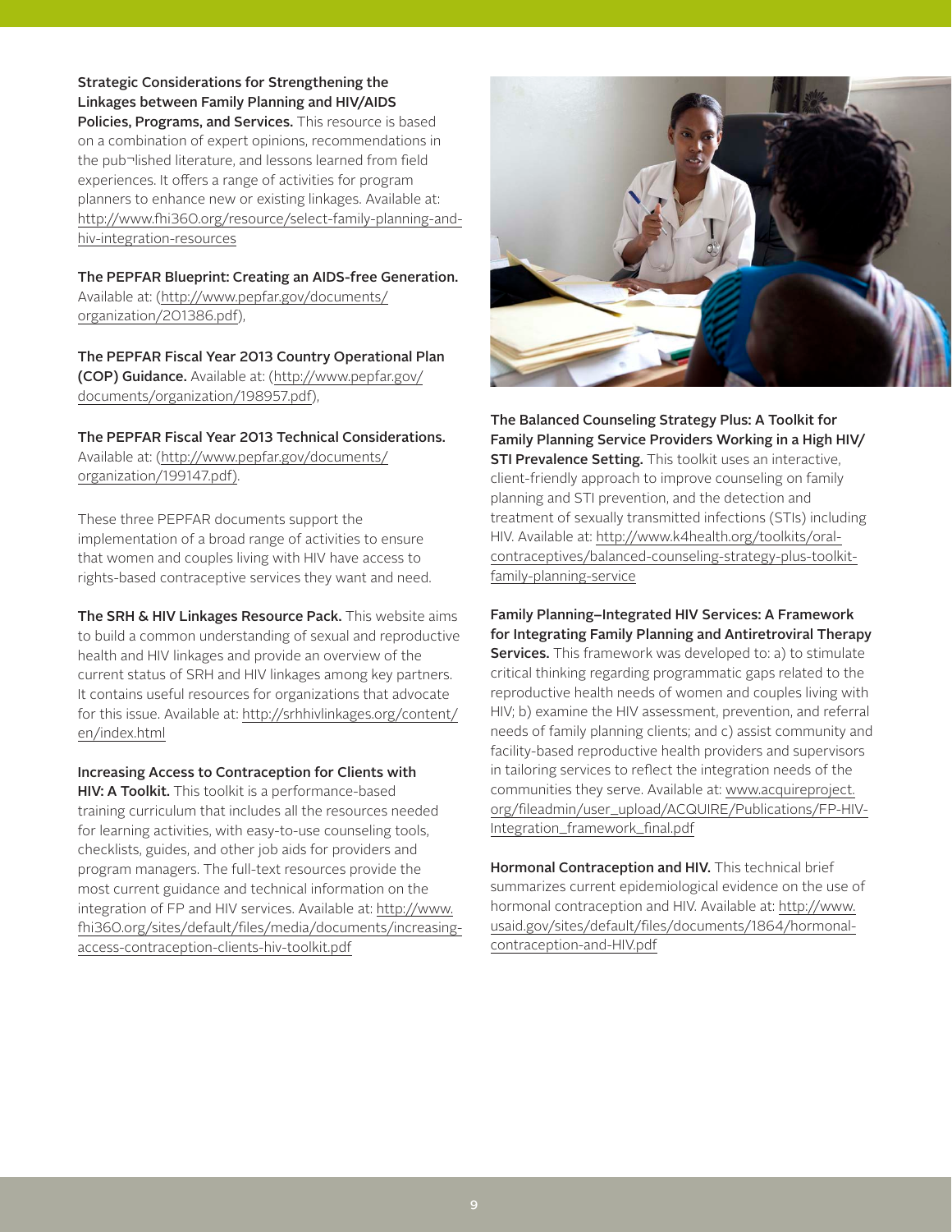**Strategic Considerations for Strengthening the Linkages between Family Planning and HIV/AIDS Policies, Programs, and Services.** This resource is based on a combination of expert opinions, recommendations in the pub¬lished literature, and lessons learned from field experiences. It offers a range of activities for program planners to enhance new or existing linkages. Available at: http://www.fhi360.org/resource/select-family-planning-and-hiv-integration-resources

**The PEPFAR Blueprint: Creating an AIDS-free Generation.** Available at: (http://www.pepfar.gov/documents/organization/201386.pdf),

**The PEPFAR Fiscal Year 2013 Country Operational Plan (COP) Guidance.** Available at: (http://www.pepfar.gov/documents/organization/198957.pdf),

**The PEPFAR Fiscal Year 2013 Technical Considerations.** Available at: (http://www.pepfar.gov/documents/organization/199147.pdf).

These three PEPFAR documents support the implementation of a broad range of activities to ensure that women and couples living with HIV have access to rights-based contraceptive services they want and need.

**The SRH & HIV Linkages Resource Pack.** This website aims to build a common understanding of sexual and reproductive health and HIV linkages and provide an overview of the current status of SRH and HIV linkages among key partners. It contains useful resources for organizations that advocate for this issue. Available at: http://srhhivlinkages.org/content/en/index.html

**Increasing Access to Contraception for Clients with HIV: A Toolkit.** This toolkit is a performance-based training curriculum that includes all the resources needed for learning activities, with easy-to-use counseling tools, checklists, guides, and other job aids for providers and program managers. The full-text resources provide the most current guidance and technical information on the integration of FP and HIV services. Available at: http://www.fhi360.org/sites/default/files/media/documents/increasing-access-contraception-clients-hiv-toolkit.pdf

**The Balanced Counseling Strategy Plus: A Toolkit for Family Planning Service Providers Working in a High HIV/STI Prevalence Setting.** This toolkit uses an interactive, client-friendly approach to improve counseling on family planning and STI prevention, and the detection and treatment of sexually transmitted infections (STIs) including HIV. Available at: http://www.k4health.org/toolkits/oral-contraceptives/balanced-counseling-strategy-plus-toolkit-family-planning-service

**Family Planning–Integrated HIV Services: A Framework for Integrating Family Planning and Antiretroviral Therapy Services.** This framework was developed to: a) to stimulate critical thinking regarding programmatic gaps related to the reproductive health needs of women and couples living with HIV; b) examine the HIV assessment, prevention, and referral needs of family planning clients; and c) assist community and facility-based reproductive health providers and supervisors in tailoring services to reflect the integration needs of the communities they serve. Available at: www.acquireproject.org/fileadmin/user_upload/ACQUIRE/Publications/FP-HIV-Integration_framework_final.pdf

**Hormonal Contraception and HIV.** This technical brief summarizes current epidemiological evidence on the use of hormonal contraception and HIV. Available at: http://www.usaid.gov/sites/default/files/documents/1864/hormonal-contraception-and-HIV.pdf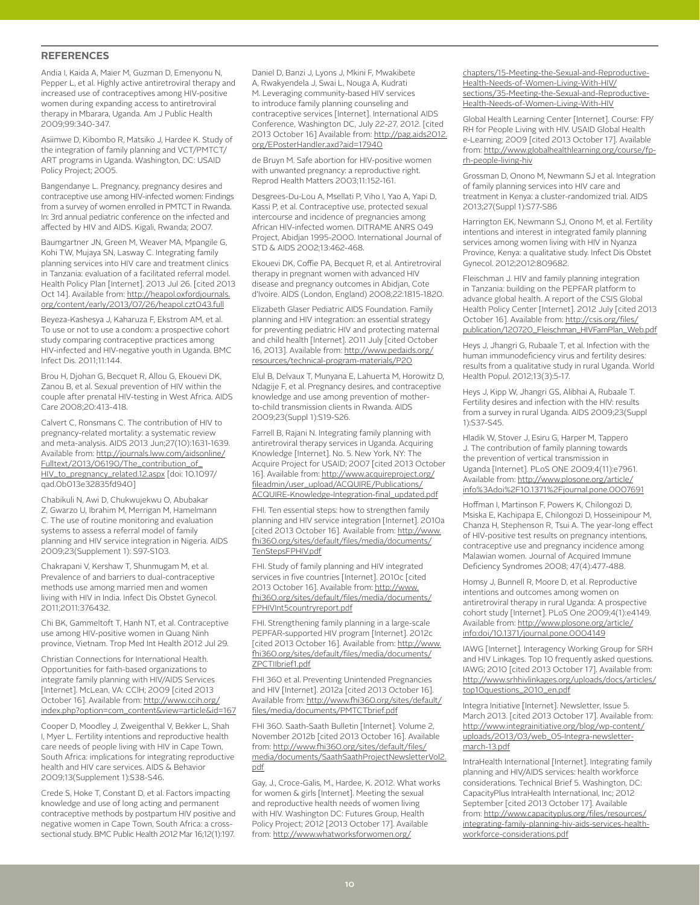## REFERENCES

Andia I, Kaida A, Maier M, Guzman D, Emenyonu N, Pepper L, et al. Highly active antiretroviral therapy and increased use of contraceptives among HIV-positive women during expanding access to antiretroviral therapy in Mbarara, Uganda. Am J Public Health 2009;99:340-347.

Asiimwe D, Kibombo R, Matsiko J, Hardee K. Study of the integration of family planning and VCT/PMTCT/ART programs in Uganda. Washington, DC: USAID Policy Project; 2005.

Bangendanye L. Pregnancy, pregnancy desires and contraceptive use among HIV-infected women: Findings from a survey of women enrolled in PMTCT in Rwanda. In: 3rd annual pediatric conference on the infected and affected by HIV and AIDS. Kigali, Rwanda; 2007.

Baumgartner JN, Green M, Weaver MA, Mpangile G, Kohi TW, Mujaya SN, Lasway C. Integrating family planning services into HIV care and treatment clinics in Tanzania: evaluation of a facilitated referral model. Health Policy Plan [Internet]. 2013 Jul 26. [cited 2013 Oct 14]. Available from: http://heapol.oxfordjournals.org/content/early/2013/07/26/heapol.czt043.full

Beyeza-Kashesya J, Kaharuza F, Ekstrom AM, et al. To use or not to use a condom: a prospective cohort study comparing contraceptive practices among HIV-infected and HIV-negative youth in Uganda. BMC Infect Dis. 2011;11:144.

Brou H, Djohan G, Becquet R, Allou G, Ekouevi DK, Zanou B, et al. Sexual prevention of HIV within the couple after prenatal HIV-testing in West Africa. AIDS Care 2008;20:413-418.

Calvert C, Ronsmans C. The contribution of HIV to pregnancy-related mortality: a systematic review and meta-analysis. AIDS 2013 Jun;27(10):1631-1639. Available from: http://journals.lww.com/aidsonline/Fulltext/2013/06190/The_contribution_of_HIV_to_pregnancy_related.12.aspx [doi: 10.1097/qad.0b013e32835fd940]

Chabikuli N, Awi D, Chukwujekwu O, Abubakar Z, Gwarzo U, Ibrahim M, Merrigan M, Hamelmann C. The use of routine monitoring and evaluation systems to assess a referral model of family planning and HIV service integration in Nigeria. AIDS 2009;23(Supplement 1): S97-S103.

Chakrapani V, Kershaw T, Shunmugam M, et al. Prevalence of and barriers to dual-contraceptive methods use among married men and women living with HIV in India. Infect Dis Obstet Gynecol. 2011;2011:376432.

Chi BK, Gammeltoft T, Hanh NT, et al. Contraceptive use among HIV-positive women in Quang Ninh province, Vietnam. Trop Med Int Health 2012 Jul 29.

Christian Connections for International Health. Opportunities for faith-based organizations to integrate family planning with HIV/AIDS Services [Internet]. McLean, VA: CCIH; 2009 [cited 2013 October 16]. Available from: http://www.ccih.org/index.php?option=com_content&view=article&id=167

Cooper D, Moodley J, Zweigenthal V, Bekker L, Shah I, Myer L. Fertility intentions and reproductive health care needs of people living with HIV in Cape Town, South Africa: implications for integrating reproductive health and HIV care services. AIDS & Behavior 2009;13(Supplement 1):S38-S46.

Crede S, Hoke T, Constant D, et al. Factors impacting knowledge and use of long acting and permanent contraceptive methods by postpartum HIV positive and negative women in Cape Town, South Africa: a cross-sectional study. BMC Public Health 2012 Mar 16;12(1):197.

Daniel D, Banzi J, Lyons J, Mkini F, Mwakibete A, Rwakyendela J, Swai L, Nouga A, Kudrati M. Leveraging community-based HIV services to introduce family planning counseling and contraceptive services [Internet]. International AIDS Conference, Washington DC, July 22-27, 2012. [cited 2013 October 16] Available from: http://pag.aids2012.org/EPosterHandler.axd?aid=17940

de Bruyn M. Safe abortion for HIV-positive women with unwanted pregnancy: a reproductive right. Reprod Health Matters 2003;11:152-161.

Desgrees-Du-Lou A, Msellati P, Viho I, Yao A, Yapi D, Kassi P, et al. Contraceptive use, protected sexual intercourse and incidence of pregnancies among African HIV-infected women. DITRAME ANRS 049 Project, Abidjan 1995-2000. International Journal of STD & AIDS 2002;13:462-468.

Ekouevi DK, Coffie PA, Becquet R, et al. Antiretroviral therapy in pregnant women with advanced HIV disease and pregnancy outcomes in Abidjan, Cote d'Ivoire. AIDS (London, England) 2008;22:1815-1820.

Elizabeth Glaser Pediatric AIDS Foundation. Family planning and HIV integration: an essential strategy for preventing pediatric HIV and protecting maternal and child health [Internet]. 2011 July [cited October 16, 2013]. Available from: http://www.pedaids.org/resources/technical-program-materials/P20

Elul B, Delvaux T, Munyana E, Lahuerta M, Horowitz D, Ndagije F, et al. Pregnancy desires, and contraceptive knowledge and use among prevention of mother-to-child transmission clients in Rwanda. AIDS 2009;23(Suppl 1):S19-S26.

Farrell B, Rajani N. Integrating family planning with antiretroviral therapy services in Uganda. Acquiring Knowledge [Internet]. No. 5. New York, NY: The Acquire Project for USAID; 2007 [cited 2013 October 16]. Available from: http://www.acquireproject.org/fileadmin/user_upload/ACQUIRE/Publications/ACQUIRE-Knowledge-Integration-final_updated.pdf

FHI. Ten essential steps: how to strengthen family planning and HIV service integration [Internet]. 2010a [cited 2013 October 16]. Available from: http://www.fhi360.org/sites/default/files/media/documents/TenStepsFPHIV.pdf

FHI. Study of family planning and HIV integrated services in five countries [Internet]. 2010c [cited 2013 October 16]. Available from: http://www.fhi360.org/sites/default/files/media/documents/FPHIVInt5countryreport.pdf

FHI. Strengthening family planning in a large-scale PEPFAR-supported HIV program [Internet]. 2012c [cited 2013 October 16]. Available from: http://www.fhi360.org/sites/default/files/media/documents/ZPCTIIbrief1.pdf

FHI 360 et al. Preventing Unintended Pregnancies and HIV [Internet]. 2012a [cited 2013 October 16]. Available from: http://www.fhi360.org/sites/default/files/media/documents/PMTCTbrief.pdf

FHI 360. Saath-Saath Bulletin [Internet]. Volume 2, November 2012b [cited 2013 October 16]. Available from: http://www.fhi360.org/sites/default/files/media/documents/SaathSaathProjectNewsletterVol2.pdf

Gay, J., Croce-Galis, M., Hardee, K. 2012. What works for women & girls [Internet]. Meeting the sexual and reproductive health needs of women living with HIV. Washington DC: Futures Group, Health Policy Project; 2012 [2013 October 17]. Available from: http://www.whatworksforwomen.org/chapters/15-Meeting-the-Sexual-and-Reproductive-Health-Needs-of-Women-Living-With-HIV/sections/35-Meeting-the-Sexual-and-Reproductive-Health-Needs-of-Women-Living-With-HIV

Global Health Learning Center [Internet]. Course: FP/RH for People Living with HIV. USAID Global Health e-Learning; 2009 [cited 2013 October 17]. Available from: http://www.globalhealthlearning.org/course/fp-rh-people-living-hiv

Grossman D, Onono M, Newmann SJ et al. Integration of family planning services into HIV care and treatment in Kenya: a cluster-randomized trial. AIDS 2013;27(Suppl 1):S77-S86

Harrington EK, Newmann SJ, Onono M, et al. Fertility intentions and interest in integrated family planning services among women living with HIV in Nyanza Province, Kenya: a qualitative study. Infect Dis Obstet Gynecol. 2012;2012:809682.

Fleischman J. HIV and family planning integration in Tanzania: building on the PEPFAR platform to advance global health. A report of the CSIS Global Health Policy Center [Internet]. 2012 July [cited 2013 October 16]. Available from: http://csis.org/files/publication/120720_Fleischman_HIVFamPlan_Web.pdf

Heys J, Jhangri G, Rubaale T, et al. Infection with the human immunodeficiency virus and fertility desires: results from a qualitative study in rural Uganda. World Health Popul. 2012;13(3):5-17.

Heys J, Kipp W, Jhangri GS, Alibhai A, Rubaale T. Fertility desires and infection with the HIV: results from a survey in rural Uganda. AIDS 2009;23(Suppl 1):S37-S45.

Hladik W, Stover J, Esiru G, Harper M, Tappero J. The contribution of family planning towards the prevention of vertical transmission in Uganda [Internet]. PLoS ONE 2009;4(11):e7961. Available from: http://www.plosone.org/article/info%3Adoi%2F10.1371%2Fjournal.pone.0007691

Hoffman I, Martinson F, Powers K, Chilongozi D, Msiska E, Kachipapa E, Chilongozi D, Hosseinipour M, Chanza H, Stephenson R, Tsui A. The year-long effect of HIV-positive test results on pregnancy intentions, contraceptive use and pregnancy incidence among Malawian women. Journal of Acquired Immune Deficiency Syndromes 2008; 47(4):477-488.

Homsy J, Bunnell R, Moore D, et al. Reproductive intentions and outcomes among women on antiretroviral therapy in rural Uganda: A prospective cohort study [Internet]. PLoS One 2009;4(1):e4149. Available from: http://www.plosone.org/article/info:doi/10.1371/journal.pone.0004149

IAWG [Internet]. Interagency Working Group for SRH and HIV Linkages. Top 10 frequently asked questions. IAWG; 2010 [cited 2013 October 17]. Available from: http://www.srhhivlinkages.org/uploads/docs/articles/top10questions_2010_en.pdf

Integra Initiative [Internet]. Newsletter, Issue 5. March 2013. [cited 2013 October 17]. Available from: http://www.integrainitiative.org/blog/wp-content/uploads/2013/03/web_05-Integra-newsletter-march-13.pdf

IntraHealth International [Internet]. Integrating family planning and HIV/AIDS services: health workforce considerations. Technical Brief 5. Washington, DC: CapacityPlus IntraHealth International, Inc; 2012 September [cited 2013 October 17]. Available from: http://www.capacityplus.org/files/resources/integrating-family-planning-hiv-aids-services-health-workforce-considerations.pdf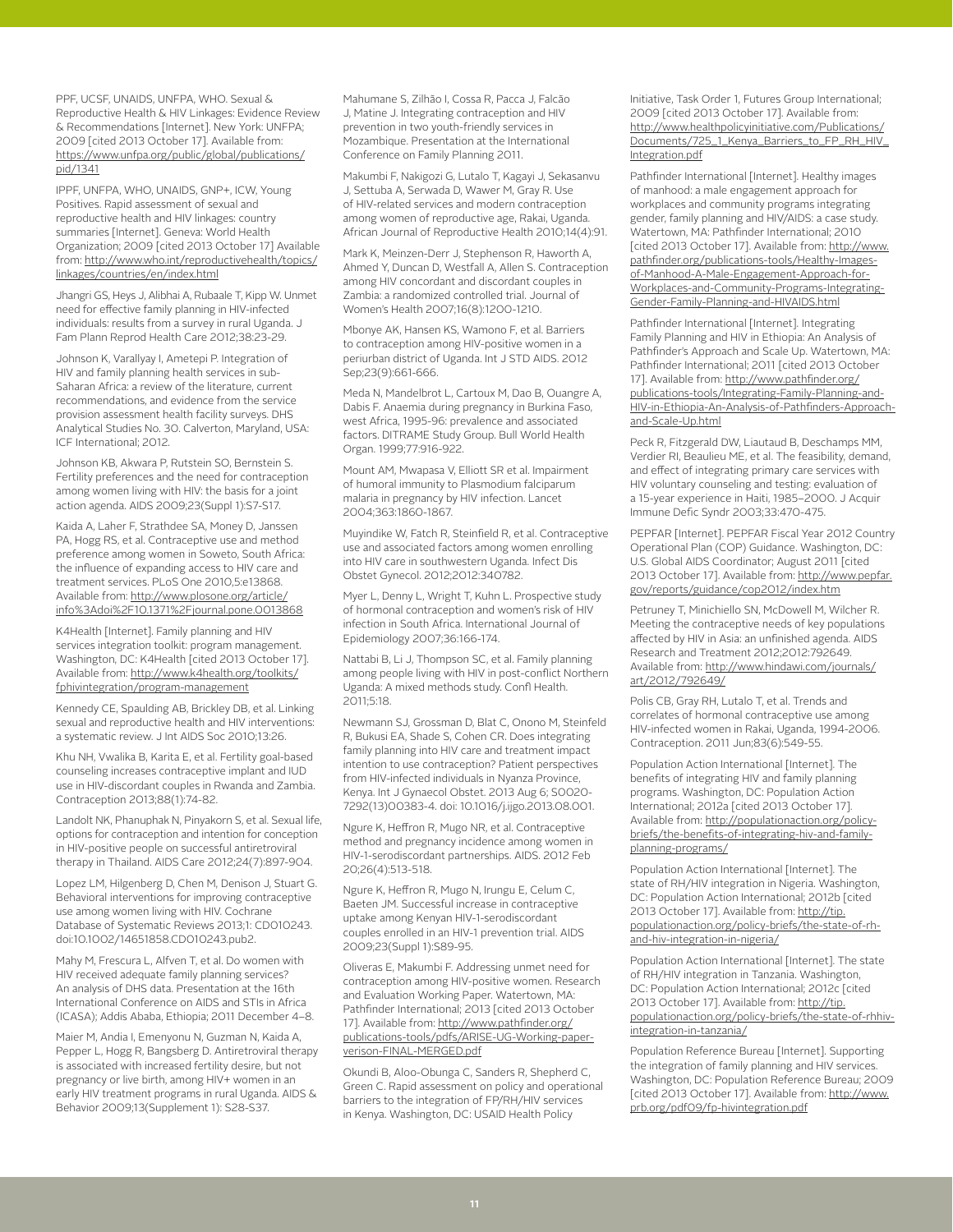PPF, UCSF, UNAIDS, UNFPA, WHO. Sexual & Reproductive Health & HIV Linkages: Evidence Review & Recommendations [Internet]. New York: UNFPA; 2009 [cited 2013 October 17]. Available from: https://www.unfpa.org/public/global/publications/pid/1341

IPPF, UNFPA, WHO, UNAIDS, GNP+, ICW, Young Positives. Rapid assessment of sexual and reproductive health and HIV linkages: country summaries [Internet]. Geneva: World Health Organization; 2009 [cited 2013 October 17] Available from: http://www.who.int/reproductivehealth/topics/linkages/countries/en/index.html

Jhangri GS, Heys J, Alibhai A, Rubaale T, Kipp W. Unmet need for effective family planning in HIV-infected individuals: results from a survey in rural Uganda. J Fam Plann Reprod Health Care 2012;38:23-29.

Johnson K, Varallyay I, Ametepi P. Integration of HIV and family planning health services in sub-Saharan Africa: a review of the literature, current recommendations, and evidence from the service provision assessment health facility surveys. DHS Analytical Studies No. 30. Calverton, Maryland, USA: ICF International; 2012.

Johnson KB, Akwara P, Rutstein SO, Bernstein S. Fertility preferences and the need for contraception among women living with HIV: the basis for a joint action agenda. AIDS 2009;23(Suppl 1):S7-S17.

Kaida A, Laher F, Strathdee SA, Money D, Janssen PA, Hogg RS, et al. Contraceptive use and method preference among women in Soweto, South Africa: the influence of expanding access to HIV care and treatment services. PLoS One 2010,5:e13868. Available from: http://www.plosone.org/article/info%3Adoi%2F10.1371%2Fjournal.pone.0013868

K4Health [Internet]. Family planning and HIV services integration toolkit: program management. Washington, DC: K4Health [cited 2013 October 17]. Available from: http://www.k4health.org/toolkits/fphivintegration/program-management

Kennedy CE, Spaulding AB, Brickley DB, et al. Linking sexual and reproductive health and HIV interventions: a systematic review. J Int AIDS Soc 2010;13:26.

Khu NH, Vwalika B, Karita E, et al. Fertility goal-based counseling increases contraceptive implant and IUD use in HIV-discordant couples in Rwanda and Zambia. Contraception 2013;88(1):74-82.

Landolt NK, Phanuphak N, Pinyakorn S, et al. Sexual life, options for contraception and intention for conception in HIV-positive people on successful antiretroviral therapy in Thailand. AIDS Care 2012;24(7):897-904.

Lopez LM, Hilgenberg D, Chen M, Denison J, Stuart G. Behavioral interventions for improving contraceptive use among women living with HIV. Cochrane Database of Systematic Reviews 2013;1: CD010243. doi:10.1002/14651858.CD010243.pub2.

Mahy M, Frescura L, Alfven T, et al. Do women with HIV received adequate family planning services? An analysis of DHS data. Presentation at the 16th International Conference on AIDS and STIs in Africa (ICASA); Addis Ababa, Ethiopia; 2011 December 4–8.

Maier M, Andia I, Emenyonu N, Guzman N, Kaida A, Pepper L, Hogg R, Bangsberg D. Antiretroviral therapy is associated with increased fertility desire, but not pregnancy or live birth, among HIV+ women in an early HIV treatment programs in rural Uganda. AIDS & Behavior 2009;13(Supplement 1): S28-S37.

Mahumane S, Zilhão I, Cossa R, Pacca J, Falcão J, Matine J. Integrating contraception and HIV prevention in two youth-friendly services in Mozambique. Presentation at the International Conference on Family Planning 2011.

Makumbi F, Nakigozi G, Lutalo T, Kagayi J, Sekasanvu J, Settuba A, Serwada D, Wawer M, Gray R. Use of HIV-related services and modern contraception among women of reproductive age, Rakai, Uganda. African Journal of Reproductive Health 2010;14(4):91.

Mark K, Meinzen-Derr J, Stephenson R, Haworth A, Ahmed Y, Duncan D, Westfall A, Allen S. Contraception among HIV concordant and discordant couples in Zambia: a randomized controlled trial. Journal of Women's Health 2007;16(8):1200-1210.

Mbonye AK, Hansen KS, Wamono F, et al. Barriers to contraception among HIV-positive women in a periurban district of Uganda. Int J STD AIDS. 2012 Sep;23(9):661-666.

Meda N, Mandelbrot L, Cartoux M, Dao B, Ouangre A, Dabis F. Anaemia during pregnancy in Burkina Faso, west Africa, 1995-96: prevalence and associated factors. DITRAME Study Group. Bull World Health Organ. 1999;77:916-922.

Mount AM, Mwapasa V, Elliott SR et al. Impairment of humoral immunity to Plasmodium falciparum malaria in pregnancy by HIV infection. Lancet 2004;363:1860-1867.

Muyindike W, Fatch R, Steinfield R, et al. Contraceptive use and associated factors among women enrolling into HIV care in southwestern Uganda. Infect Dis Obstet Gynecol. 2012;2012:340782.

Myer L, Denny L, Wright T, Kuhn L. Prospective study of hormonal contraception and women's risk of HIV infection in South Africa. International Journal of Epidemiology 2007;36:166-174.

Nattabi B, Li J, Thompson SC, et al. Family planning among people living with HIV in post-conflict Northern Uganda: A mixed methods study. Confl Health. 2011;5:18.

Newmann SJ, Grossman D, Blat C, Onono M, Steinfeld R, Bukusi EA, Shade S, Cohen CR. Does integrating family planning into HIV care and treatment impact intention to use contraception? Patient perspectives from HIV-infected individuals in Nyanza Province, Kenya. Int J Gynaecol Obstet. 2013 Aug 6; S0020-7292(13)00383-4. doi: 10.1016/j.ijgo.2013.08.001.

Ngure K, Heffron R, Mugo NR, et al. Contraceptive method and pregnancy incidence among women in HIV-1-serodiscordant partnerships. AIDS. 2012 Feb 20;26(4):513-518.

Ngure K, Heffron R, Mugo N, Irungu E, Celum C, Baeten JM. Successful increase in contraceptive uptake among Kenyan HIV-1-serodiscordant couples enrolled in an HIV-1 prevention trial. AIDS 2009;23(Suppl 1):S89-95.

Oliveras E, Makumbi F. Addressing unmet need for contraception among HIV-positive women. Research and Evaluation Working Paper. Watertown, MA: Pathfinder International; 2013 [cited 2013 October 17]. Available from: http://www.pathfinder.org/publications-tools/pdfs/ARISE-UG-Working-paper-verison-FINAL-MERGED.pdf

Okundi B, Aloo-Obunga C, Sanders R, Shepherd C, Green C. Rapid assessment on policy and operational barriers to the integration of FP/RH/HIV services in Kenya. Washington, DC: USAID Health Policy Initiative, Task Order 1, Futures Group International; 2009 [cited 2013 October 17]. Available from: http://www.healthpolicyinitiative.com/Publications/Documents/725_1_Kenya_Barriers_to_FP_RH_HIV_Integration.pdf

Pathfinder International [Internet]. Healthy images of manhood: a male engagement approach for workplaces and community programs integrating gender, family planning and HIV/AIDS: a case study. Watertown, MA: Pathfinder International; 2010 [cited 2013 October 17]. Available from: http://www.pathfinder.org/publications-tools/Healthy-Images-of-Manhood-A-Male-Engagement-Approach-for-Workplaces-and-Community-Programs-Integrating-Gender-Family-Planning-and-HIVAIDS.html

Pathfinder International [Internet]. Integrating Family Planning and HIV in Ethiopia: An Analysis of Pathfinder's Approach and Scale Up. Watertown, MA: Pathfinder International; 2011 [cited 2013 October 17]. Available from: http://www.pathfinder.org/publications-tools/Integrating-Family-Planning-and-HIV-in-Ethiopia-An-Analysis-of-Pathfinders-Approach-and-Scale-Up.html

Peck R, Fitzgerald DW, Liautaud B, Deschamps MM, Verdier RI, Beaulieu ME, et al. The feasibility, demand, and effect of integrating primary care services with HIV voluntary counseling and testing: evaluation of a 15-year experience in Haiti, 1985–2000. J Acquir Immune Defic Syndr 2003;33:470-475.

PEPFAR [Internet]. PEPFAR Fiscal Year 2012 Country Operational Plan (COP) Guidance. Washington, DC: U.S. Global AIDS Coordinator; August 2011 [cited 2013 October 17]. Available from: http://www.pepfar.gov/reports/guidance/cop2012/index.htm

Petruney T, Minichiello SN, McDowell M, Wilcher R. Meeting the contraceptive needs of key populations affected by HIV in Asia: an unfinished agenda. AIDS Research and Treatment 2012;2012:792649. Available from: http://www.hindawi.com/journals/art/2012/792649/

Polis CB, Gray RH, Lutalo T, et al. Trends and correlates of hormonal contraceptive use among HIV-infected women in Rakai, Uganda, 1994-2006. Contraception. 2011 Jun;83(6):549-55.

Population Action International [Internet]. The benefits of integrating HIV and family planning programs. Washington, DC: Population Action International; 2012a [cited 2013 October 17]. Available from: http://populationaction.org/policy-briefs/the-benefits-of-integrating-hiv-and-family-planning-programs/

Population Action International [Internet]. The state of RH/HIV integration in Nigeria. Washington, DC: Population Action International; 2012b [cited 2013 October 17]. Available from: http://tip.populationaction.org/policy-briefs/the-state-of-rh-and-hiv-integration-in-nigeria/

Population Action International [Internet]. The state of RH/HIV integration in Tanzania. Washington, DC: Population Action International; 2012c [cited 2013 October 17]. Available from: http://tip.populationaction.org/policy-briefs/the-state-of-rhhiv-integration-in-tanzania/

Population Reference Bureau [Internet]. Supporting the integration of family planning and HIV services. Washington, DC: Population Reference Bureau; 2009 [cited 2013 October 17]. Available from: http://www.prb.org/pdf09/fp-hivintegration.pdf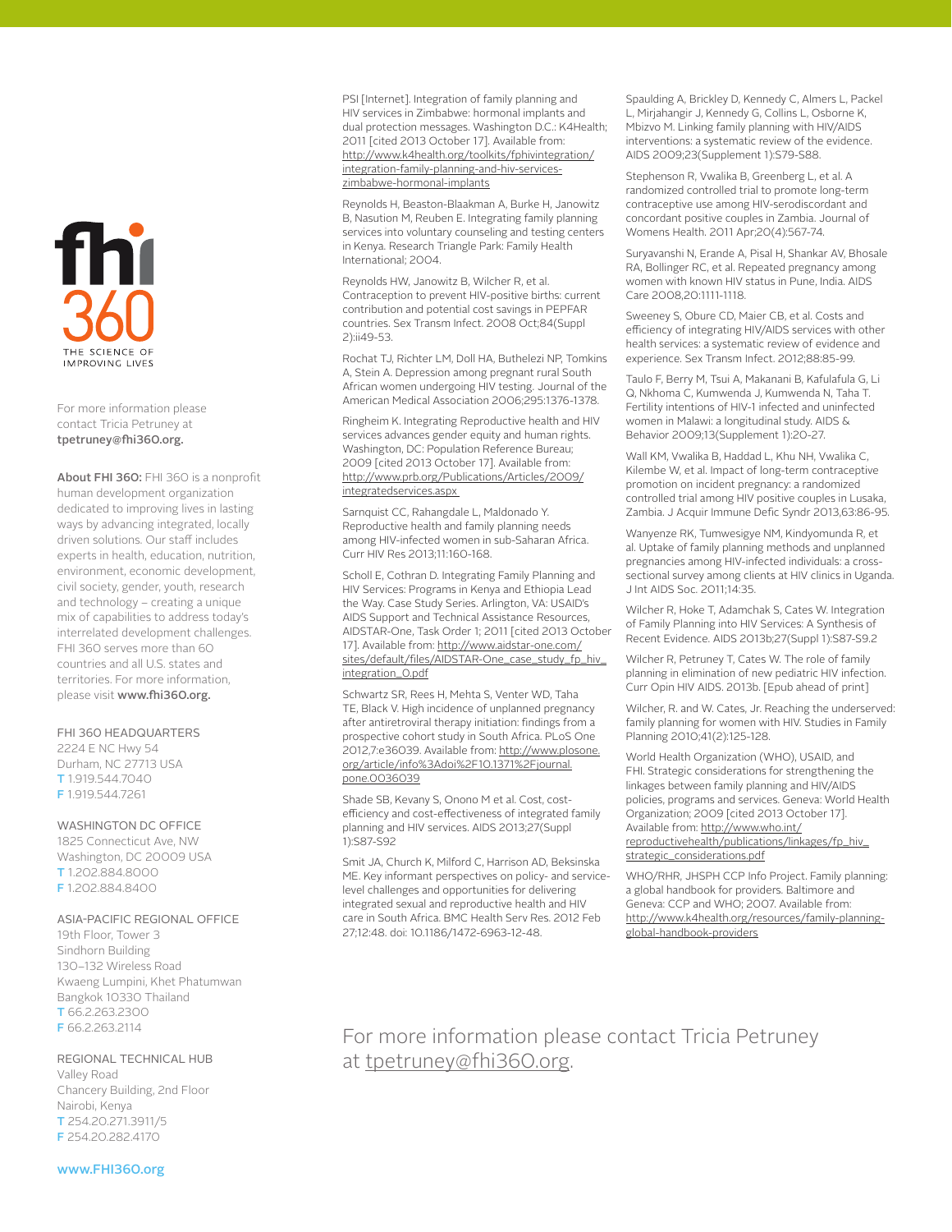PSI [Internet]. Integration of family planning and HIV services in Zimbabwe: hormonal implants and dual protection messages. Washington D.C.: K4Health; 2011 [cited 2013 October 17]. Available from: http://www.k4health.org/toolkits/fphivintegration/integration-family-planning-and-hiv-services-zimbabwe-hormonal-implants

Reynolds H, Beaston-Blaakman A, Burke H, Janowitz B, Nasution M, Reuben E. Integrating family planning services into voluntary counseling and testing centers in Kenya. Research Triangle Park: Family Health International; 2004.

Reynolds HW, Janowitz B, Wilcher R, et al. Contraception to prevent HIV-positive births: current contribution and potential cost savings in PEPFAR countries. Sex Transm Infect. 2008 Oct;84(Suppl 2):ii49-53.

Rochat TJ, Richter LM, Doll HA, Buthelezi NP, Tomkins A, Stein A. Depression among pregnant rural South African women undergoing HIV testing. Journal of the American Medical Association 2006;295:1376-1378.

Ringheim K. Integrating Reproductive health and HIV services advances gender equity and human rights. Washington, DC: Population Reference Bureau; 2009 [cited 2013 October 17]. Available from: http://www.prb.org/Publications/Articles/2009/integratedservices.aspx

Sarnquist CC, Rahangdale L, Maldonado Y. Reproductive health and family planning needs among HIV-infected women in sub-Saharan Africa. Curr HIV Res 2013;11:160-168.

Scholl E, Cothran D. Integrating Family Planning and HIV Services: Programs in Kenya and Ethiopia Lead the Way. Case Study Series. Arlington, VA: USAID's AIDS Support and Technical Assistance Resources, AIDSTAR-One, Task Order 1; 2011 [cited 2013 October 17]. Available from: http://www.aidstar-one.com/sites/default/files/AIDSTAR-One_case_study_fp_hiv_integration_0.pdf

Schwartz SR, Rees H, Mehta S, Venter WD, Taha TE, Black V. High incidence of unplanned pregnancy after antiretroviral therapy initiation: findings from a prospective cohort study in South Africa. PLoS One 2012,7:e36039. Available from: http://www.plosone.org/article/info%3Adoi%2F10.1371%2Fjournal.pone.0036039

Shade SB, Kevany S, Onono M et al. Cost, cost-efficiency and cost-effectiveness of integrated family planning and HIV services. AIDS 2013;27(Suppl 1):S87-S92

Smit JA, Church K, Milford C, Harrison AD, Beksinska ME. Key informant perspectives on policy- and service-level challenges and opportunities for delivering integrated sexual and reproductive health and HIV care in South Africa. BMC Health Serv Res. 2012 Feb 27;12:48. doi: 10.1186/1472-6963-12-48.

Spaulding A, Brickley D, Kennedy C, Almers L, Packel L, Mirjahangir J, Kennedy G, Collins L, Osborne K, Mbizvo M. Linking family planning with HIV/AIDS interventions: a systematic review of the evidence. AIDS 2009;23(Supplement 1):S79-S88.

Stephenson R, Vwalika B, Greenberg L, et al. A randomized controlled trial to promote long-term contraceptive use among HIV-serodiscordant and concordant positive couples in Zambia. Journal of Womens Health. 2011 Apr;20(4):567-74.

Suryavanshi N, Erande A, Pisal H, Shankar AV, Bhosale RA, Bollinger RC, et al. Repeated pregnancy among women with known HIV status in Pune, India. AIDS Care 2008,20:1111-1118.

Sweeney S, Obure CD, Maier CB, et al. Costs and efficiency of integrating HIV/AIDS services with other health services: a systematic review of evidence and experience. Sex Transm Infect. 2012;88:85-99.

Taulo F, Berry M, Tsui A, Makanani B, Kafulafula G, Li Q, Nkhoma C, Kumwenda J, Kumwenda N, Taha T. Fertility intentions of HIV-1 infected and uninfected women in Malawi: a longitudinal study. AIDS & Behavior 2009;13(Supplement 1):20-27.

Wall KM, Vwalika B, Haddad L, Khu NH, Vwalika C, Kilembe W, et al. Impact of long-term contraceptive promotion on incident pregnancy: a randomized controlled trial among HIV positive couples in Lusaka, Zambia. J Acquir Immune Defic Syndr 2013,63:86-95.

Wanyenze RK, Tumwesigye NM, Kindyomunda R, et al. Uptake of family planning methods and unplanned pregnancies among HIV-infected individuals: a cross-sectional survey among clients at HIV clinics in Uganda. J Int AIDS Soc. 2011;14:35.

Wilcher R, Hoke T, Adamchak S, Cates W. Integration of Family Planning into HIV Services: A Synthesis of Recent Evidence. AIDS 2013b;27(Suppl 1):S87-S9.2

Wilcher R, Petruney T, Cates W. The role of family planning in elimination of new pediatric HIV infection. Curr Opin HIV AIDS. 2013b. [Epub ahead of print]

Wilcher, R. and W. Cates, Jr. Reaching the underserved: family planning for women with HIV. Studies in Family Planning 2010;41(2):125-128.

World Health Organization (WHO), USAID, and FHI. Strategic considerations for strengthening the linkages between family planning and HIV/AIDS policies, programs and services. Geneva: World Health Organization; 2009 [cited 2013 October 17]. Available from: http://www.who.int/reproductivehealth/publications/linkages/fp_hiv_strategic_considerations.pdf

WHO/RHR, JHSPH CCP Info Project. Family planning: a global handbook for providers. Baltimore and Geneva: CCP and WHO; 2007. Available from: http://www.k4health.org/resources/family-planning-global-handbook-providers

For more information please contact Tricia Petruney at tpetruney@fhi360.org.

fhi 360
THE SCIENCE OF IMPROVING LIVES

For more information please contact Tricia Petruney at **tpetruney@fhi360.org.**

**About FHI 360:** FHI 360 is a nonprofit human development organization dedicated to improving lives in lasting ways by advancing integrated, locally driven solutions. Our staff includes experts in health, education, nutrition, environment, economic development, civil society, gender, youth, research and technology – creating a unique mix of capabilities to address today's interrelated development challenges. FHI 360 serves more than 60 countries and all U.S. states and territories. For more information, please visit **www.fhi360.org.**

FHI 360 HEADQUARTERS
2224 E NC Hwy 54
Durham, NC 27713 USA
T 1.919.544.7040
F 1.919.544.7261

WASHINGTON DC OFFICE
1825 Connecticut Ave, NW
Washington, DC 20009 USA
T 1.202.884.8000
F 1.202.884.8400

ASIA-PACIFIC REGIONAL OFFICE
19th Floor, Tower 3
Sindhorn Building
130–132 Wireless Road
Kwaeng Lumpini, Khet Phatumwan
Bangkok 10330 Thailand
T 66.2.263.2300
F 66.2.263.2114

REGIONAL TECHNICAL HUB
Valley Road
Chancery Building, 2nd Floor
Nairobi, Kenya
T 254.20.271.3911/5
F 254.20.282.4170

www.FHI360.org